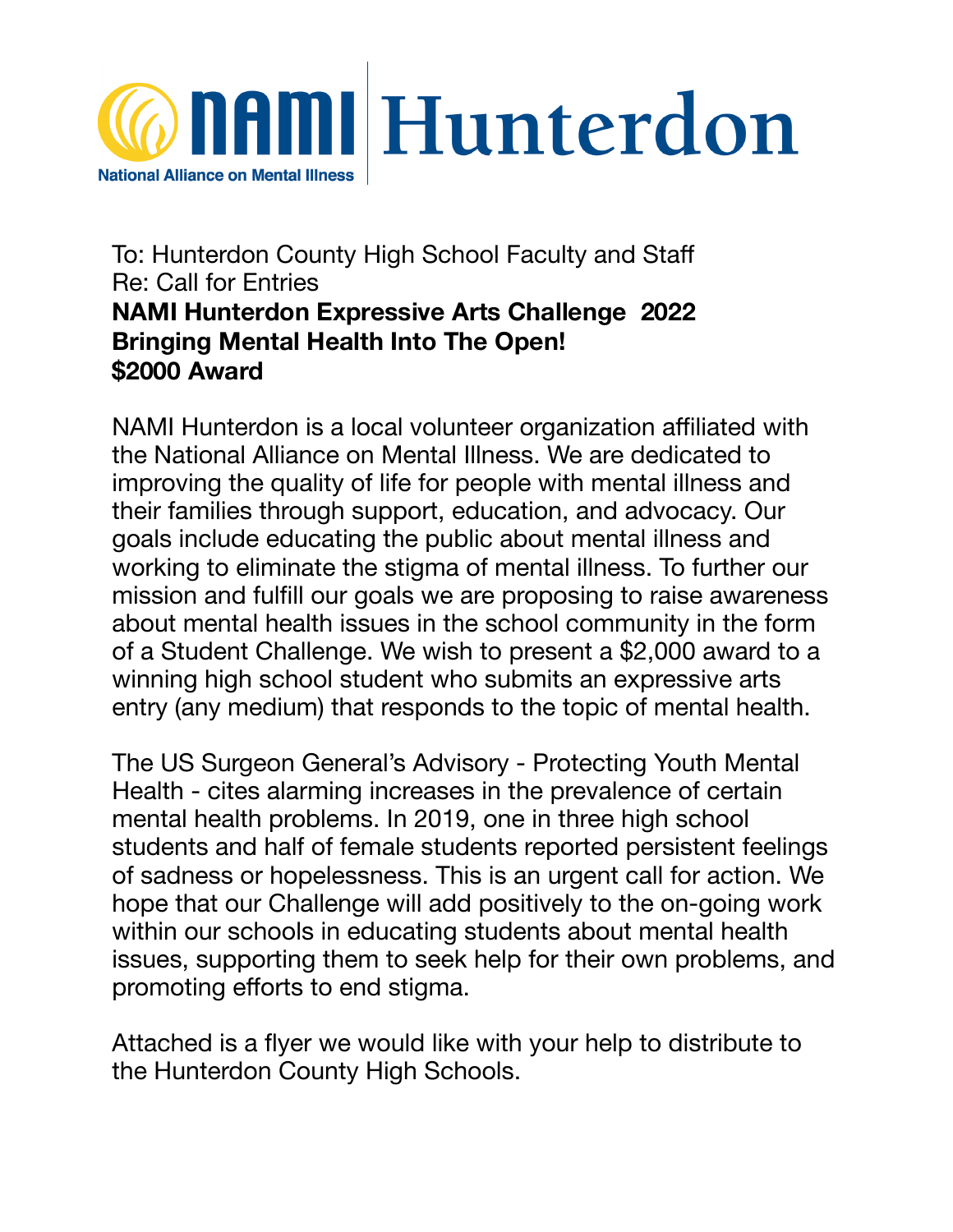NAMI Hunterdon

National Alliance on Mental Illness

To: Hunterdon County High School Faculty and Staff
Re: Call for Entries

**NAMI Hunterdon Expressive Arts Challenge 2022**
**Bringing Mental Health Into The Open!**
**$2000 Award**

NAMI Hunterdon is a local volunteer organization affiliated with the National Alliance on Mental Illness. We are dedicated to improving the quality of life for people with mental illness and their families through support, education, and advocacy. Our goals include educating the public about mental illness and working to eliminate the stigma of mental illness. To further our mission and fulfill our goals we are proposing to raise awareness about mental health issues in the school community in the form of a Student Challenge. We wish to present a $2,000 award to a winning high school student who submits an expressive arts entry (any medium) that responds to the topic of mental health.

The US Surgeon General's Advisory - Protecting Youth Mental Health - cites alarming increases in the prevalence of certain mental health problems. In 2019, one in three high school students and half of female students reported persistent feelings of sadness or hopelessness. This is an urgent call for action. We hope that our Challenge will add positively to the on-going work within our schools in educating students about mental health issues, supporting them to seek help for their own problems, and promoting efforts to end stigma.

Attached is a flyer we would like with your help to distribute to the Hunterdon County High Schools.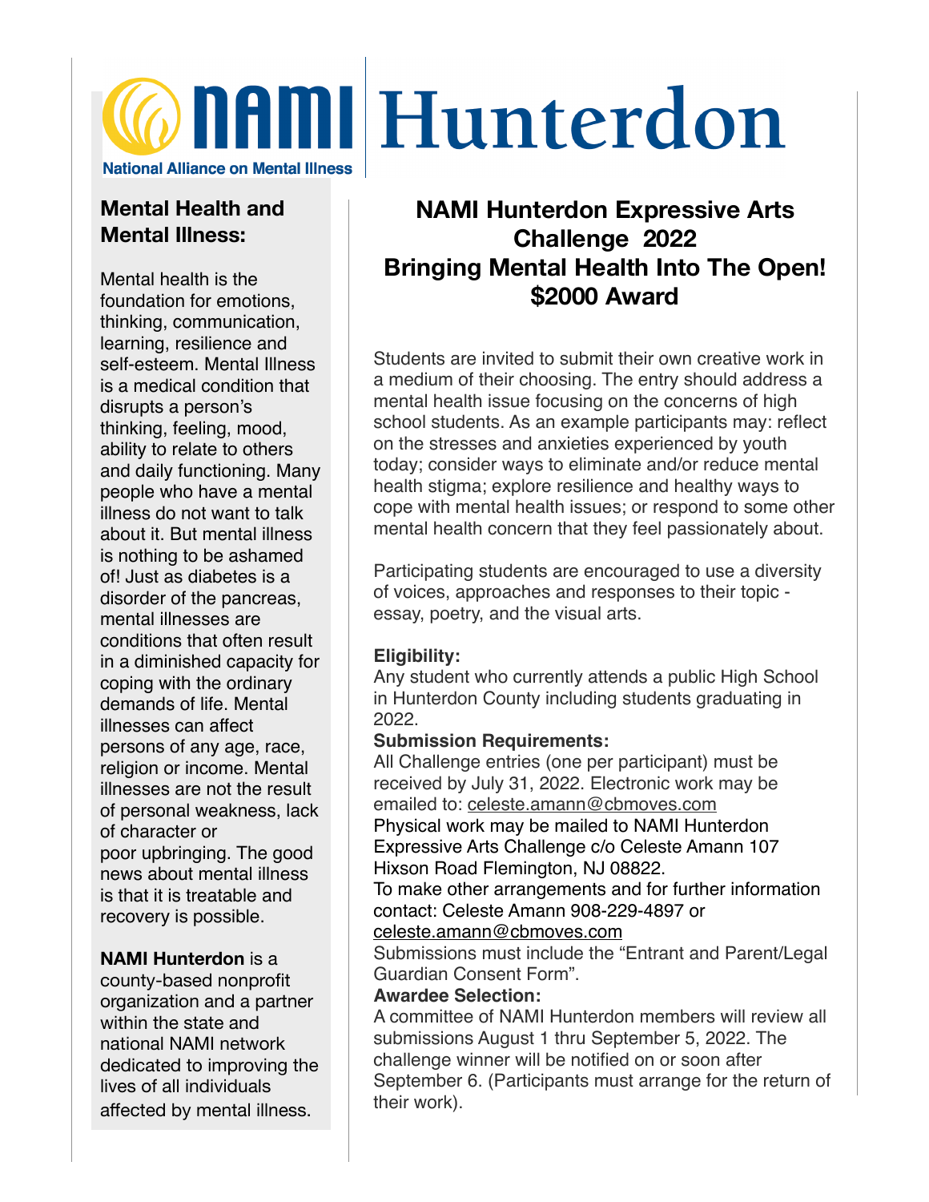# NAMI Hunterdon

National Alliance on Mental Illness

## NAMI Hunterdon Expressive Arts Challenge 2022
## Bringing Mental Health Into The Open!
## $2000 Award

Students are invited to submit their own creative work in a medium of their choosing. The entry should address a mental health issue focusing on the concerns of high school students. As an example participants may: reflect on the stresses and anxieties experienced by youth today; consider ways to eliminate and/or reduce mental health stigma; explore resilience and healthy ways to cope with mental health issues; or respond to some other mental health concern that they feel passionately about.

Participating students are encouraged to use a diversity of voices, approaches and responses to their topic - essay, poetry, and the visual arts.

**Eligibility:**
Any student who currently attends a public High School in Hunterdon County including students graduating in 2022.

**Submission Requirements:**
All Challenge entries (one per participant) must be received by July 31, 2022. Electronic work may be emailed to: celeste.amann@cbmoves.com
Physical work may be mailed to NAMI Hunterdon Expressive Arts Challenge c/o Celeste Amann 107 Hixson Road Flemington, NJ 08822.
To make other arrangements and for further information contact: Celeste Amann 908-229-4897 or celeste.amann@cbmoves.com
Submissions must include the "Entrant and Parent/Legal Guardian Consent Form".

**Awardee Selection:**
A committee of NAMI Hunterdon members will review all submissions August 1 thru September 5, 2022. The challenge winner will be notified on or soon after September 6. (Participants must arrange for the return of their work).

### Mental Health and Mental Illness:

Mental health is the foundation for emotions, thinking, communication, learning, resilience and self-esteem. Mental Illness is a medical condition that disrupts a person's thinking, feeling, mood, ability to relate to others and daily functioning. Many people who have a mental illness do not want to talk about it. But mental illness is nothing to be ashamed of! Just as diabetes is a disorder of the pancreas, mental illnesses are conditions that often result in a diminished capacity for coping with the ordinary demands of life. Mental illnesses can affect persons of any age, race, religion or income. Mental illnesses are not the result of personal weakness, lack of character or poor upbringing. The good news about mental illness is that it is treatable and recovery is possible.

**NAMI Hunterdon** is a county-based nonprofit organization and a partner within the state and national NAMI network dedicated to improving the lives of all individuals affected by mental illness.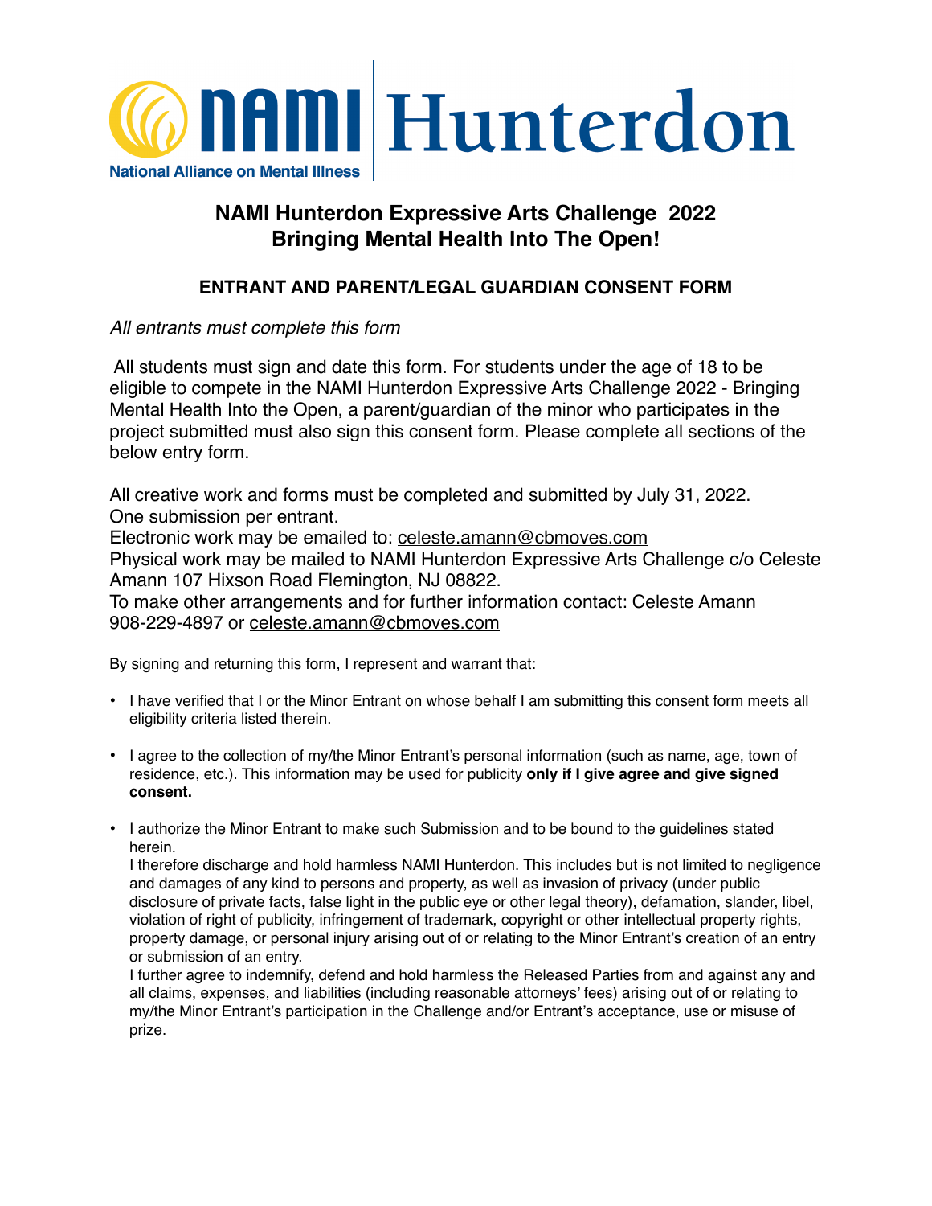# NAMI Hunterdon

## NAMI Hunterdon Expressive Arts Challenge 2022
## Bringing Mental Health Into The Open!

### ENTRANT AND PARENT/LEGAL GUARDIAN CONSENT FORM

*All entrants must complete this form*

All students must sign and date this form. For students under the age of 18 to be eligible to compete in the NAMI Hunterdon Expressive Arts Challenge 2022 - Bringing Mental Health Into the Open, a parent/guardian of the minor who participates in the project submitted must also sign this consent form. Please complete all sections of the below entry form.

All creative work and forms must be completed and submitted by July 31, 2022.
One submission per entrant.
Electronic work may be emailed to: celeste.amann@cbmoves.com
Physical work may be mailed to NAMI Hunterdon Expressive Arts Challenge c/o Celeste Amann 107 Hixson Road Flemington, NJ 08822.
To make other arrangements and for further information contact: Celeste Amann 908-229-4897 or celeste.amann@cbmoves.com

By signing and returning this form, I represent and warrant that:

- I have verified that I or the Minor Entrant on whose behalf I am submitting this consent form meets all eligibility criteria listed therein.
- I agree to the collection of my/the Minor Entrant's personal information (such as name, age, town of residence, etc.). This information may be used for publicity **only if I give agree and give signed consent.**
- I authorize the Minor Entrant to make such Submission and to be bound to the guidelines stated herein.
  I therefore discharge and hold harmless NAMI Hunterdon. This includes but is not limited to negligence and damages of any kind to persons and property, as well as invasion of privacy (under public disclosure of private facts, false light in the public eye or other legal theory), defamation, slander, libel, violation of right of publicity, infringement of trademark, copyright or other intellectual property rights, property damage, or personal injury arising out of or relating to the Minor Entrant's creation of an entry or submission of an entry.
  I further agree to indemnify, defend and hold harmless the Released Parties from and against any and all claims, expenses, and liabilities (including reasonable attorneys' fees) arising out of or relating to my/the Minor Entrant's participation in the Challenge and/or Entrant's acceptance, use or misuse of prize.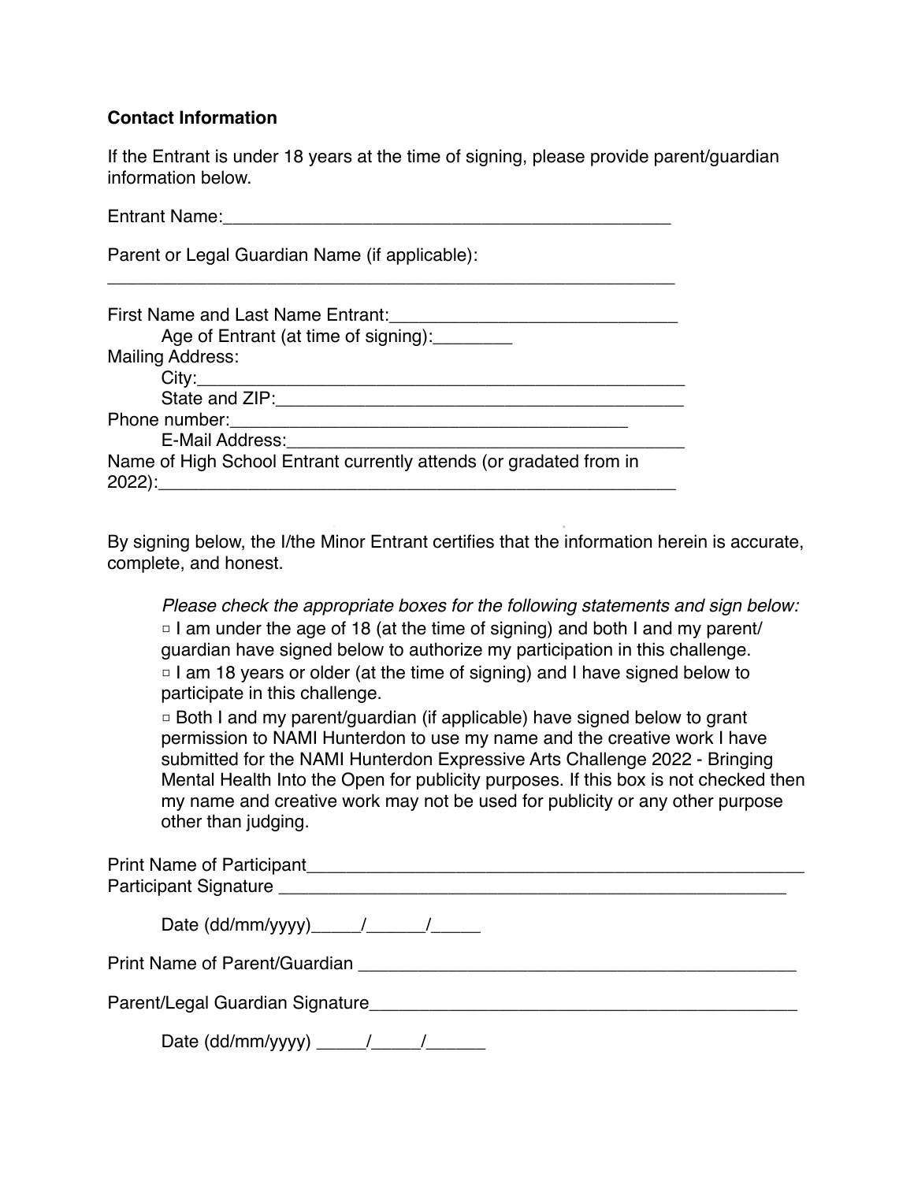**Contact Information**

If the Entrant is under 18 years at the time of signing, please provide parent/guardian information below.

Entrant Name:_______________________________________________

Parent or Legal Guardian Name (if applicable):
___________________________________________________________

First Name and Last Name Entrant:______________________________

Age of Entrant (at time of signing):________

Mailing Address:

City:_________________________________________________

State and ZIP:__________________________________________

Phone number:_________________________________________

E-Mail Address:_________________________________________

Name of High School Entrant currently attends (or gradated from in 2022):______________________________________________________

By signing below, the I/the Minor Entrant certifies that the information herein is accurate, complete, and honest.

*Please check the appropriate boxes for the following statements and sign below:*

▫ I am under the age of 18 (at the time of signing) and both I and my parent/guardian have signed below to authorize my participation in this challenge.

▫ I am 18 years or older (at the time of signing) and I have signed below to participate in this challenge.

▫ Both I and my parent/guardian (if applicable) have signed below to grant permission to NAMI Hunterdon to use my name and the creative work I have submitted for the NAMI Hunterdon Expressive Arts Challenge 2022 - Bringing Mental Health Into the Open for publicity purposes. If this box is not checked then my name and creative work may not be used for publicity or any other purpose other than judging.

Print Name of Participant____________________________________________________

Participant Signature _____________________________________________________

Date (dd/mm/yyyy)_____/______/_____

Print Name of Parent/Guardian ___________________________________________

Parent/Legal Guardian Signature___________________________________________

Date (dd/mm/yyyy) _____/_____/______